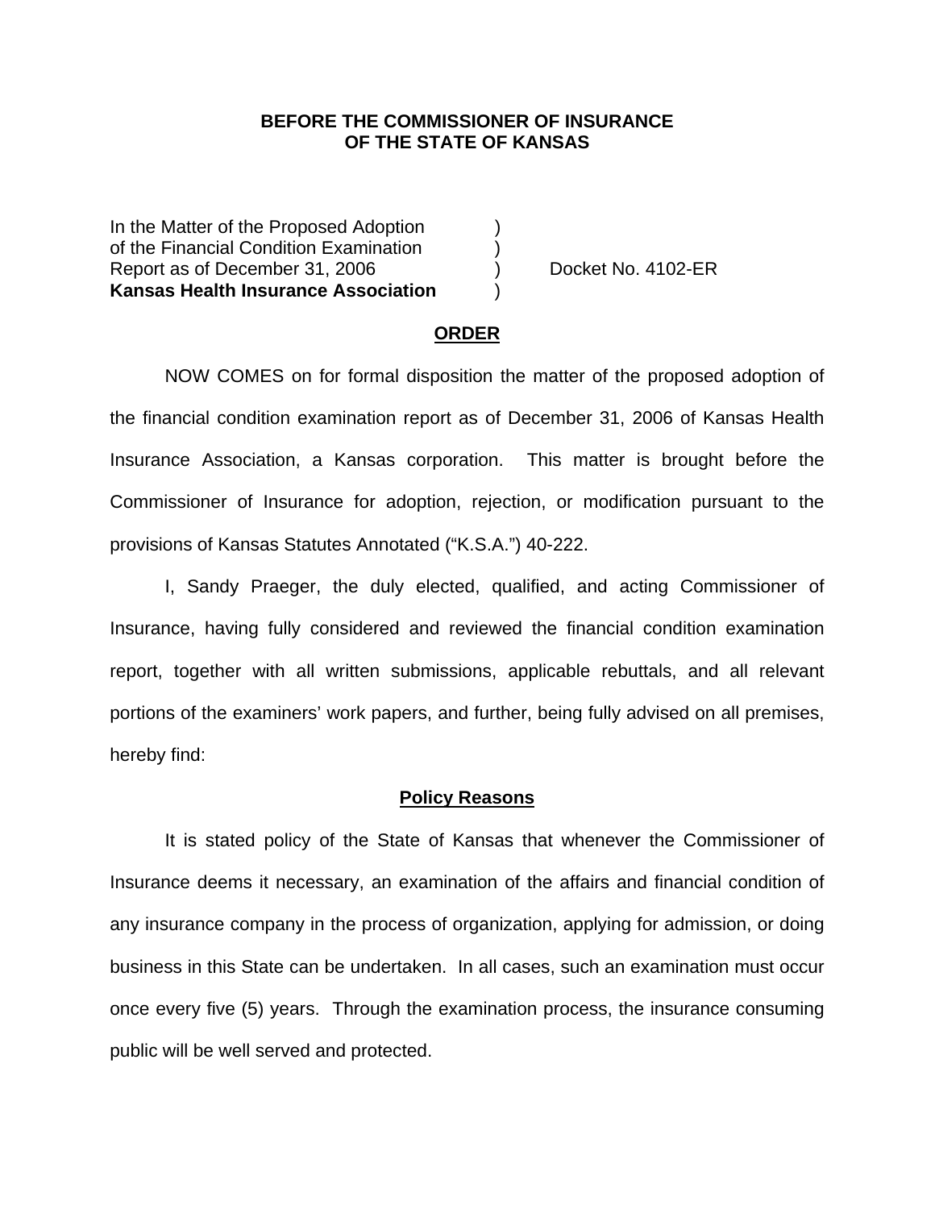**BEFORE THE COMMISSIONER OF INSURANCE**
**OF THE STATE OF KANSAS**

| | | |
|---|---|---|
| In the Matter of the Proposed Adoption | ) | |
| of the Financial Condition Examination | ) | |
| Report as of December 31, 2006 | ) | Docket No. 4102-ER |
| **Kansas Health Insurance Association** | ) | |

## ORDER

NOW COMES on for formal disposition the matter of the proposed adoption of the financial condition examination report as of December 31, 2006 of Kansas Health Insurance Association, a Kansas corporation. This matter is brought before the Commissioner of Insurance for adoption, rejection, or modification pursuant to the provisions of Kansas Statutes Annotated ("K.S.A.") 40-222.

I, Sandy Praeger, the duly elected, qualified, and acting Commissioner of Insurance, having fully considered and reviewed the financial condition examination report, together with all written submissions, applicable rebuttals, and all relevant portions of the examiners' work papers, and further, being fully advised on all premises, hereby find:

## Policy Reasons

It is stated policy of the State of Kansas that whenever the Commissioner of Insurance deems it necessary, an examination of the affairs and financial condition of any insurance company in the process of organization, applying for admission, or doing business in this State can be undertaken. In all cases, such an examination must occur once every five (5) years. Through the examination process, the insurance consuming public will be well served and protected.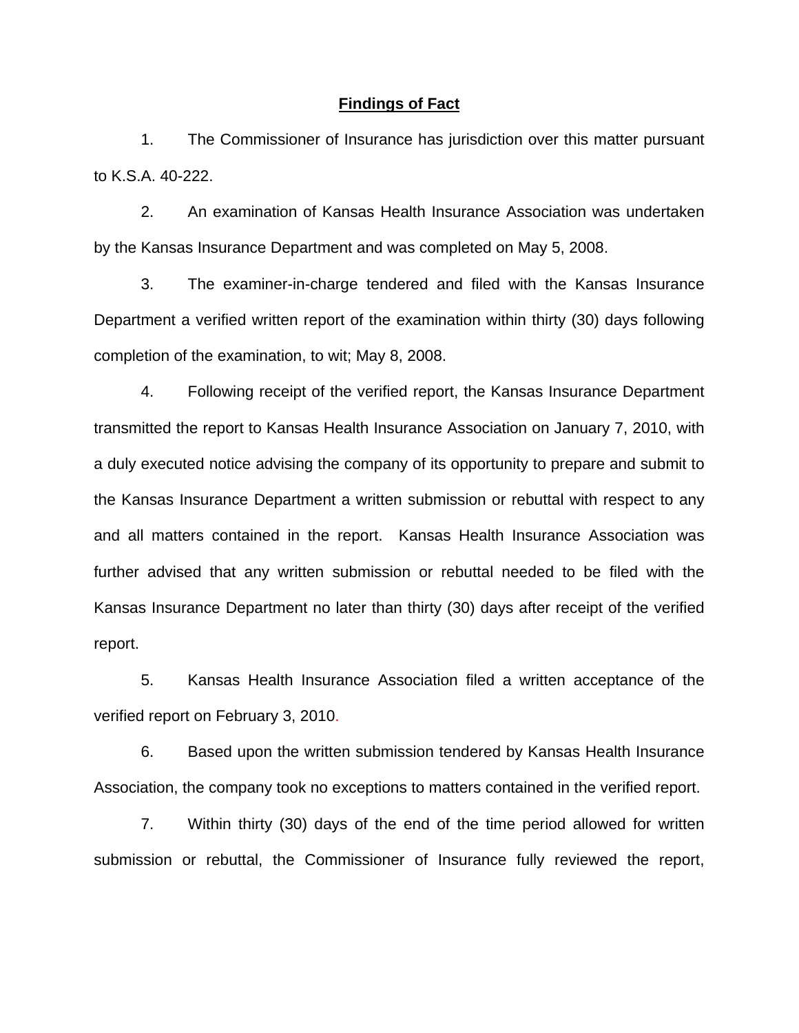**Findings of Fact**

1. The Commissioner of Insurance has jurisdiction over this matter pursuant to K.S.A. 40-222.

2. An examination of Kansas Health Insurance Association was undertaken by the Kansas Insurance Department and was completed on May 5, 2008.

3. The examiner-in-charge tendered and filed with the Kansas Insurance Department a verified written report of the examination within thirty (30) days following completion of the examination, to wit; May 8, 2008.

4. Following receipt of the verified report, the Kansas Insurance Department transmitted the report to Kansas Health Insurance Association on January 7, 2010, with a duly executed notice advising the company of its opportunity to prepare and submit to the Kansas Insurance Department a written submission or rebuttal with respect to any and all matters contained in the report. Kansas Health Insurance Association was further advised that any written submission or rebuttal needed to be filed with the Kansas Insurance Department no later than thirty (30) days after receipt of the verified report.

5. Kansas Health Insurance Association filed a written acceptance of the verified report on February 3, 2010.

6. Based upon the written submission tendered by Kansas Health Insurance Association, the company took no exceptions to matters contained in the verified report.

7. Within thirty (30) days of the end of the time period allowed for written submission or rebuttal, the Commissioner of Insurance fully reviewed the report,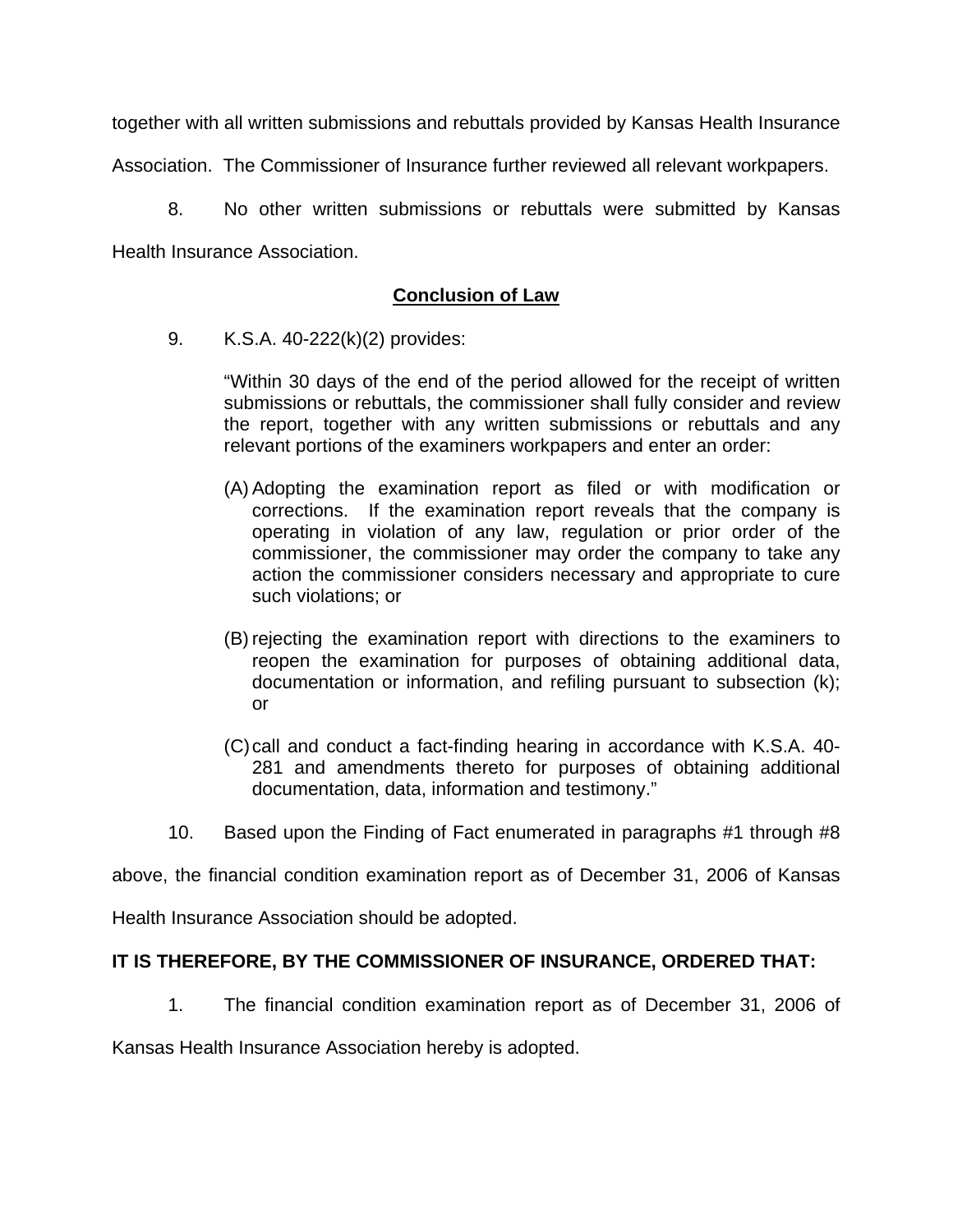together with all written submissions and rebuttals provided by Kansas Health Insurance Association. The Commissioner of Insurance further reviewed all relevant workpapers.

8. No other written submissions or rebuttals were submitted by Kansas Health Insurance Association.

## Conclusion of Law

9. K.S.A. 40-222(k)(2) provides:

> "Within 30 days of the end of the period allowed for the receipt of written submissions or rebuttals, the commissioner shall fully consider and review the report, together with any written submissions or rebuttals and any relevant portions of the examiners workpapers and enter an order:
>
> (A) Adopting the examination report as filed or with modification or corrections. If the examination report reveals that the company is operating in violation of any law, regulation or prior order of the commissioner, the commissioner may order the company to take any action the commissioner considers necessary and appropriate to cure such violations; or
>
> (B) rejecting the examination report with directions to the examiners to reopen the examination for purposes of obtaining additional data, documentation or information, and refiling pursuant to subsection (k); or
>
> (C) call and conduct a fact-finding hearing in accordance with K.S.A. 40-281 and amendments thereto for purposes of obtaining additional documentation, data, information and testimony."

10. Based upon the Finding of Fact enumerated in paragraphs #1 through #8 above, the financial condition examination report as of December 31, 2006 of Kansas Health Insurance Association should be adopted.

**IT IS THEREFORE, BY THE COMMISSIONER OF INSURANCE, ORDERED THAT:**

1. The financial condition examination report as of December 31, 2006 of Kansas Health Insurance Association hereby is adopted.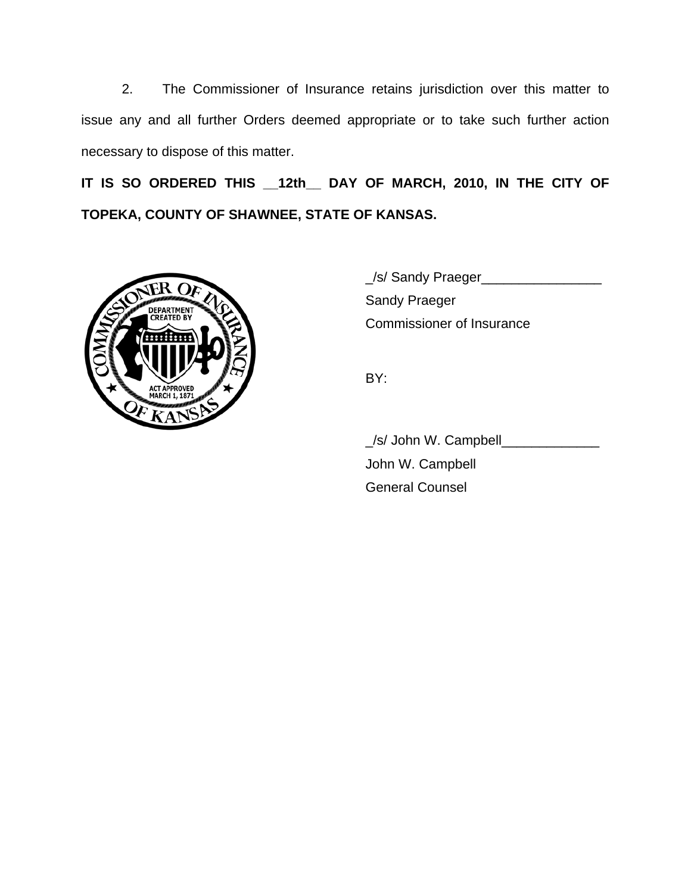2. The Commissioner of Insurance retains jurisdiction over this matter to issue any and all further Orders deemed appropriate or to take such further action necessary to dispose of this matter.

**IT IS SO ORDERED THIS __12th__ DAY OF MARCH, 2010, IN THE CITY OF TOPEKA, COUNTY OF SHAWNEE, STATE OF KANSAS.**

COMMISSIONER OF INSURANCE
DEPARTMENT CREATED BY
ACT APPROVED MARCH 1, 1871
OF KANSAS

_/s/ Sandy Praeger________________
Sandy Praeger
Commissioner of Insurance

BY:

_/s/ John W. Campbell_____________
John W. Campbell
General Counsel